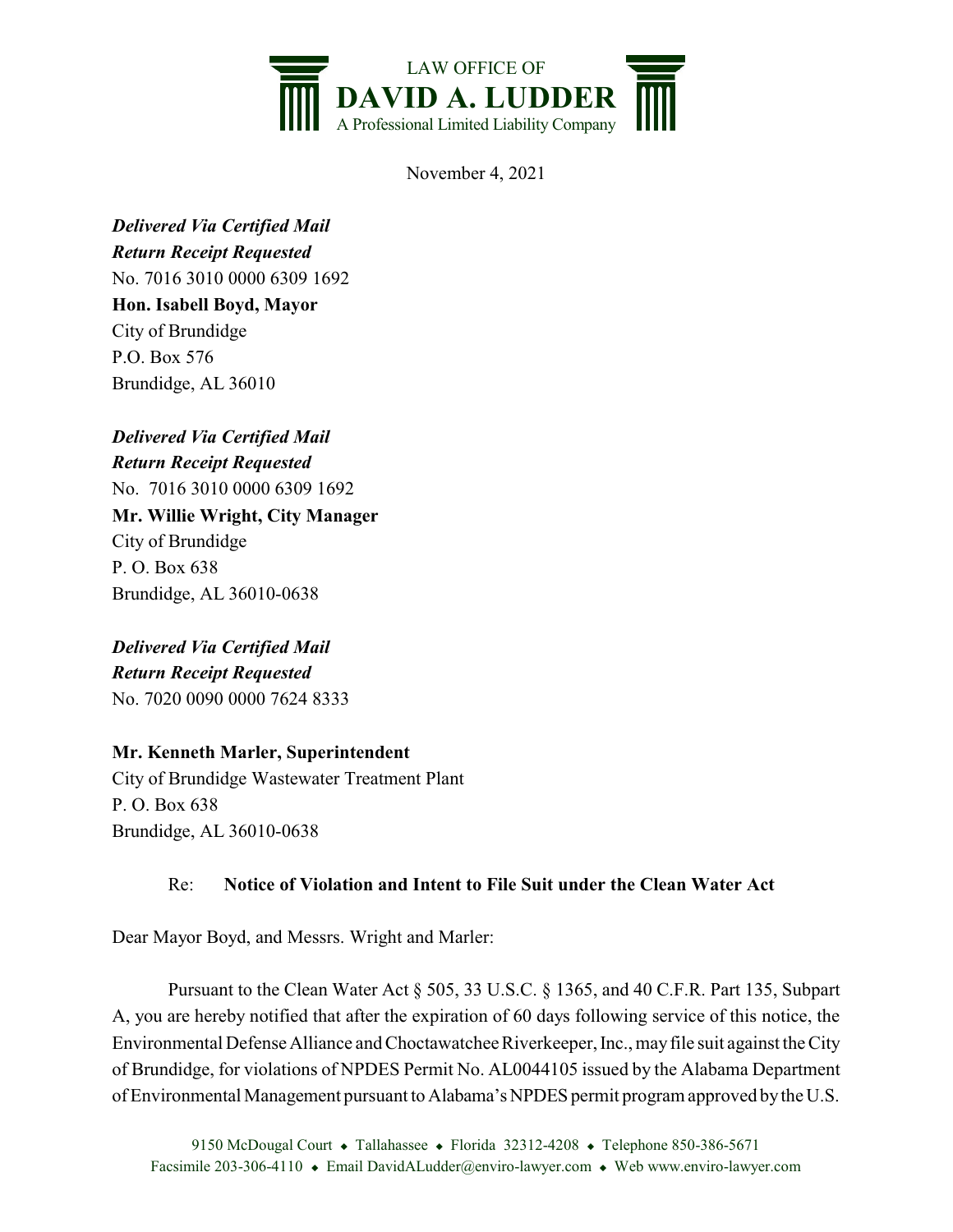LAW OFFICE OF
**DAVID A. LUDDER**
A Professional Limited Liability Company

November 4, 2021

***Delivered Via Certified Mail***
***Return Receipt Requested***
No. 7016 3010 0000 6309 1692
**Hon. Isabell Boyd, Mayor**
City of Brundidge
P.O. Box 576
Brundidge, AL 36010

***Delivered Via Certified Mail***
***Return Receipt Requested***
No. 7016 3010 0000 6309 1692
**Mr. Willie Wright, City Manager**
City of Brundidge
P. O. Box 638
Brundidge, AL 36010-0638

***Delivered Via Certified Mail***
***Return Receipt Requested***
No. 7020 0090 0000 7624 8333

**Mr. Kenneth Marler, Superintendent**
City of Brundidge Wastewater Treatment Plant
P. O. Box 638
Brundidge, AL 36010-0638

Re: **Notice of Violation and Intent to File Suit under the Clean Water Act**

Dear Mayor Boyd, and Messrs. Wright and Marler:

Pursuant to the Clean Water Act § 505, 33 U.S.C. § 1365, and 40 C.F.R. Part 135, Subpart A, you are hereby notified that after the expiration of 60 days following service of this notice, the Environmental Defense Alliance and Choctawatchee Riverkeeper, Inc., may file suit against the City of Brundidge, for violations of NPDES Permit No. AL0044105 issued by the Alabama Department of Environmental Management pursuant to Alabama's NPDES permit program approved by the U.S.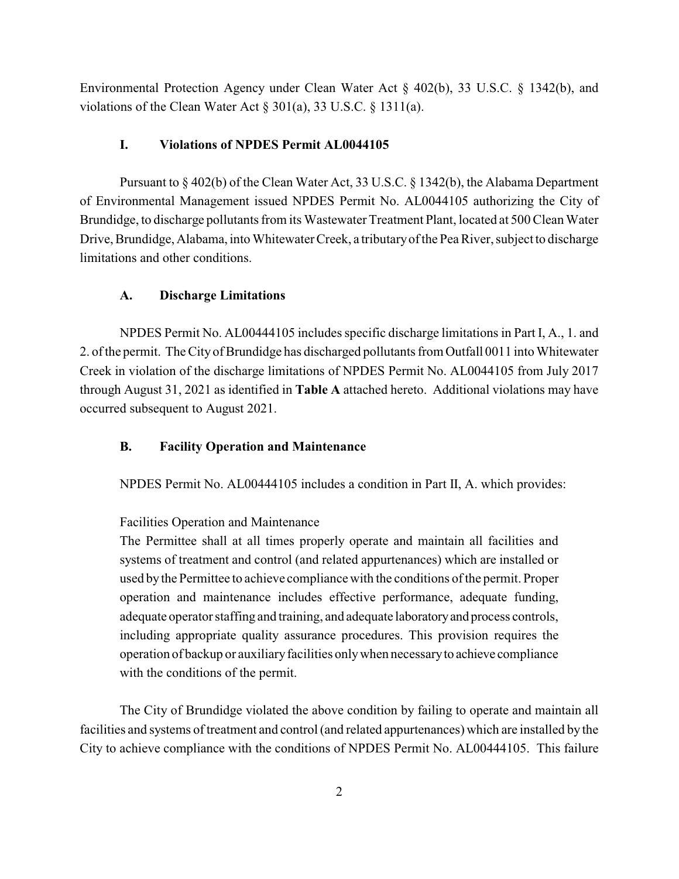Environmental Protection Agency under Clean Water Act § 402(b), 33 U.S.C. § 1342(b), and violations of the Clean Water Act § 301(a), 33 U.S.C. § 1311(a).

## I. Violations of NPDES Permit AL0044105

Pursuant to § 402(b) of the Clean Water Act, 33 U.S.C. § 1342(b), the Alabama Department of Environmental Management issued NPDES Permit No. AL0044105 authorizing the City of Brundidge, to discharge pollutants from its Wastewater Treatment Plant, located at 500 Clean Water Drive, Brundidge, Alabama, into Whitewater Creek, a tributary of the Pea River, subject to discharge limitations and other conditions.

### A. Discharge Limitations

NPDES Permit No. AL00444105 includes specific discharge limitations in Part I, A., 1. and 2. of the permit. The City of Brundidge has discharged pollutants from Outfall 0011 into Whitewater Creek in violation of the discharge limitations of NPDES Permit No. AL0044105 from July 2017 through August 31, 2021 as identified in **Table A** attached hereto. Additional violations may have occurred subsequent to August 2021.

### B. Facility Operation and Maintenance

NPDES Permit No. AL00444105 includes a condition in Part II, A. which provides:

> Facilities Operation and Maintenance
> The Permittee shall at all times properly operate and maintain all facilities and systems of treatment and control (and related appurtenances) which are installed or used by the Permittee to achieve compliance with the conditions of the permit. Proper operation and maintenance includes effective performance, adequate funding, adequate operator staffing and training, and adequate laboratory and process controls, including appropriate quality assurance procedures. This provision requires the operation of backup or auxiliary facilities only when necessary to achieve compliance with the conditions of the permit.

The City of Brundidge violated the above condition by failing to operate and maintain all facilities and systems of treatment and control (and related appurtenances) which are installed by the City to achieve compliance with the conditions of NPDES Permit No. AL00444105. This failure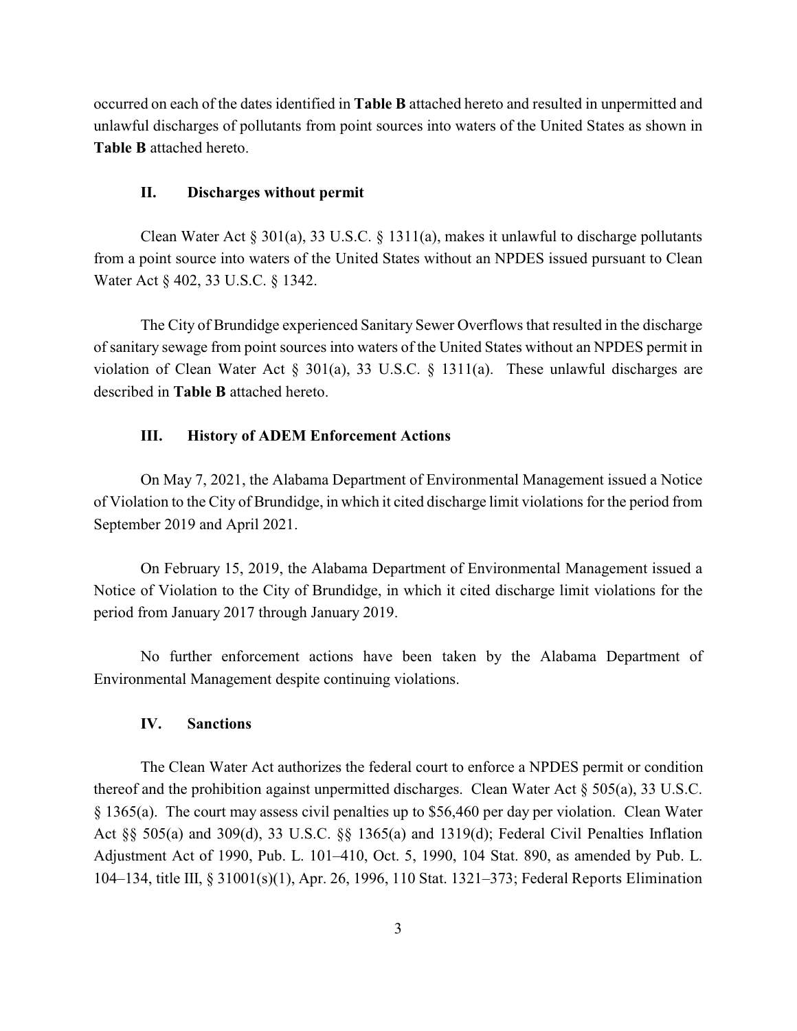occurred on each of the dates identified in **Table B** attached hereto and resulted in unpermitted and unlawful discharges of pollutants from point sources into waters of the United States as shown in **Table B** attached hereto.

### II. Discharges without permit

Clean Water Act § 301(a), 33 U.S.C. § 1311(a), makes it unlawful to discharge pollutants from a point source into waters of the United States without an NPDES issued pursuant to Clean Water Act § 402, 33 U.S.C. § 1342.

The City of Brundidge experienced Sanitary Sewer Overflows that resulted in the discharge of sanitary sewage from point sources into waters of the United States without an NPDES permit in violation of Clean Water Act § 301(a), 33 U.S.C. § 1311(a). These unlawful discharges are described in **Table B** attached hereto.

### III. History of ADEM Enforcement Actions

On May 7, 2021, the Alabama Department of Environmental Management issued a Notice of Violation to the City of Brundidge, in which it cited discharge limit violations for the period from September 2019 and April 2021.

On February 15, 2019, the Alabama Department of Environmental Management issued a Notice of Violation to the City of Brundidge, in which it cited discharge limit violations for the period from January 2017 through January 2019.

No further enforcement actions have been taken by the Alabama Department of Environmental Management despite continuing violations.

### IV. Sanctions

The Clean Water Act authorizes the federal court to enforce a NPDES permit or condition thereof and the prohibition against unpermitted discharges. Clean Water Act § 505(a), 33 U.S.C. § 1365(a). The court may assess civil penalties up to $56,460 per day per violation. Clean Water Act §§ 505(a) and 309(d), 33 U.S.C. §§ 1365(a) and 1319(d); Federal Civil Penalties Inflation Adjustment Act of 1990, Pub. L. 101–410, Oct. 5, 1990, 104 Stat. 890, as amended by Pub. L. 104–134, title III, § 31001(s)(1), Apr. 26, 1996, 110 Stat. 1321–373; Federal Reports Elimination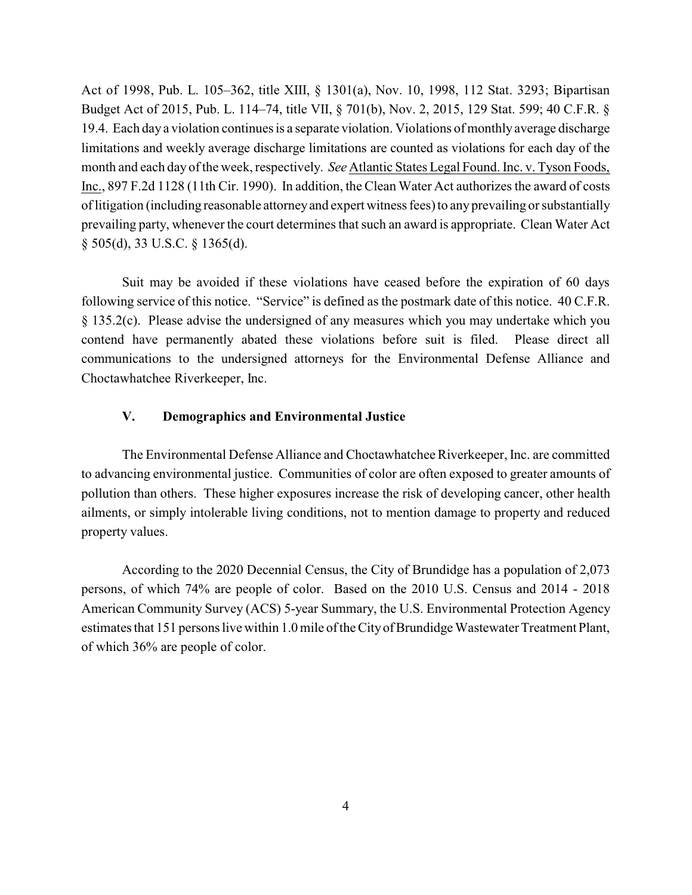Act of 1998, Pub. L. 105–362, title XIII, § 1301(a), Nov. 10, 1998, 112 Stat. 3293; Bipartisan Budget Act of 2015, Pub. L. 114–74, title VII, § 701(b), Nov. 2, 2015, 129 Stat. 599; 40 C.F.R. § 19.4. Each day a violation continues is a separate violation. Violations of monthly average discharge limitations and weekly average discharge limitations are counted as violations for each day of the month and each day of the week, respectively. *See* Atlantic States Legal Found. Inc. v. Tyson Foods, Inc., 897 F.2d 1128 (11th Cir. 1990). In addition, the Clean Water Act authorizes the award of costs of litigation (including reasonable attorney and expert witness fees) to any prevailing or substantially prevailing party, whenever the court determines that such an award is appropriate. Clean Water Act § 505(d), 33 U.S.C. § 1365(d).

Suit may be avoided if these violations have ceased before the expiration of 60 days following service of this notice. "Service" is defined as the postmark date of this notice. 40 C.F.R. § 135.2(c). Please advise the undersigned of any measures which you may undertake which you contend have permanently abated these violations before suit is filed. Please direct all communications to the undersigned attorneys for the Environmental Defense Alliance and Choctawhatchee Riverkeeper, Inc.

## V. Demographics and Environmental Justice

The Environmental Defense Alliance and Choctawhatchee Riverkeeper, Inc. are committed to advancing environmental justice. Communities of color are often exposed to greater amounts of pollution than others. These higher exposures increase the risk of developing cancer, other health ailments, or simply intolerable living conditions, not to mention damage to property and reduced property values.

According to the 2020 Decennial Census, the City of Brundidge has a population of 2,073 persons, of which 74% are people of color. Based on the 2010 U.S. Census and 2014 - 2018 American Community Survey (ACS) 5-year Summary, the U.S. Environmental Protection Agency estimates that 151 persons live within 1.0 mile of the City of Brundidge Wastewater Treatment Plant, of which 36% are people of color.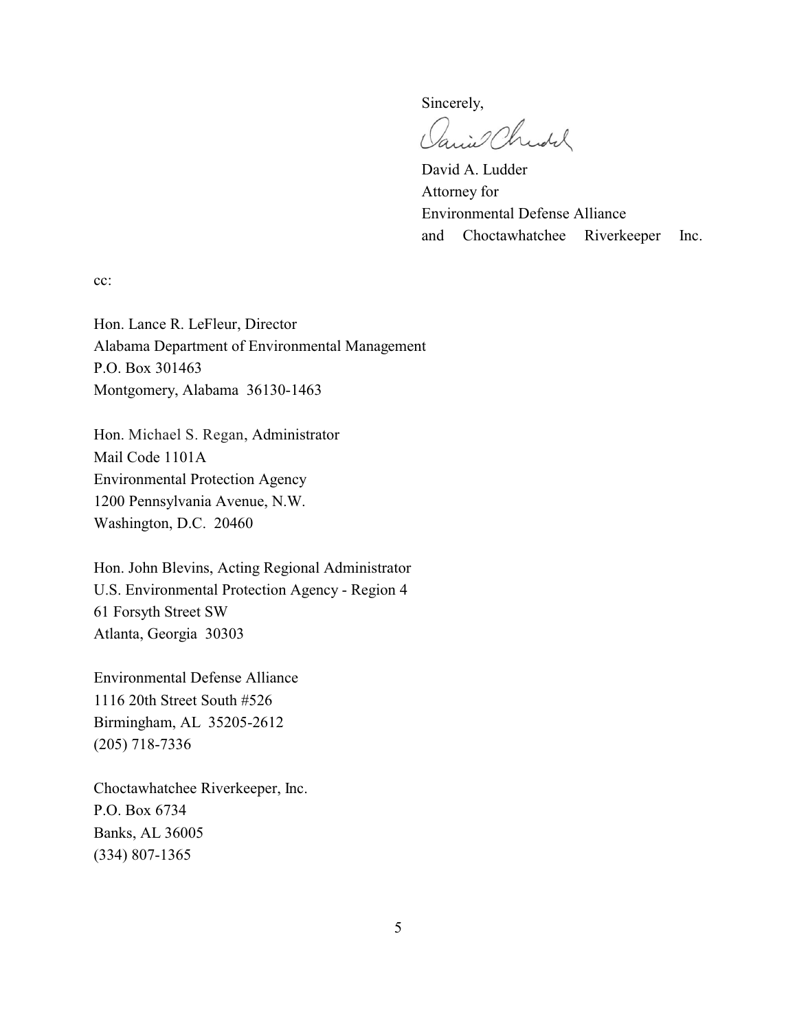Sincerely,

David A. Ludder
Attorney for
Environmental Defense Alliance
and Choctawhatchee Riverkeeper Inc.

cc:

Hon. Lance R. LeFleur, Director
Alabama Department of Environmental Management
P.O. Box 301463
Montgomery, Alabama 36130-1463

Hon. Michael S. Regan, Administrator
Mail Code 1101A
Environmental Protection Agency
1200 Pennsylvania Avenue, N.W.
Washington, D.C. 20460

Hon. John Blevins, Acting Regional Administrator
U.S. Environmental Protection Agency - Region 4
61 Forsyth Street SW
Atlanta, Georgia 30303

Environmental Defense Alliance
1116 20th Street South #526
Birmingham, AL 35205-2612
(205) 718-7336

Choctawhatchee Riverkeeper, Inc.
P.O. Box 6734
Banks, AL 36005
(334) 807-1365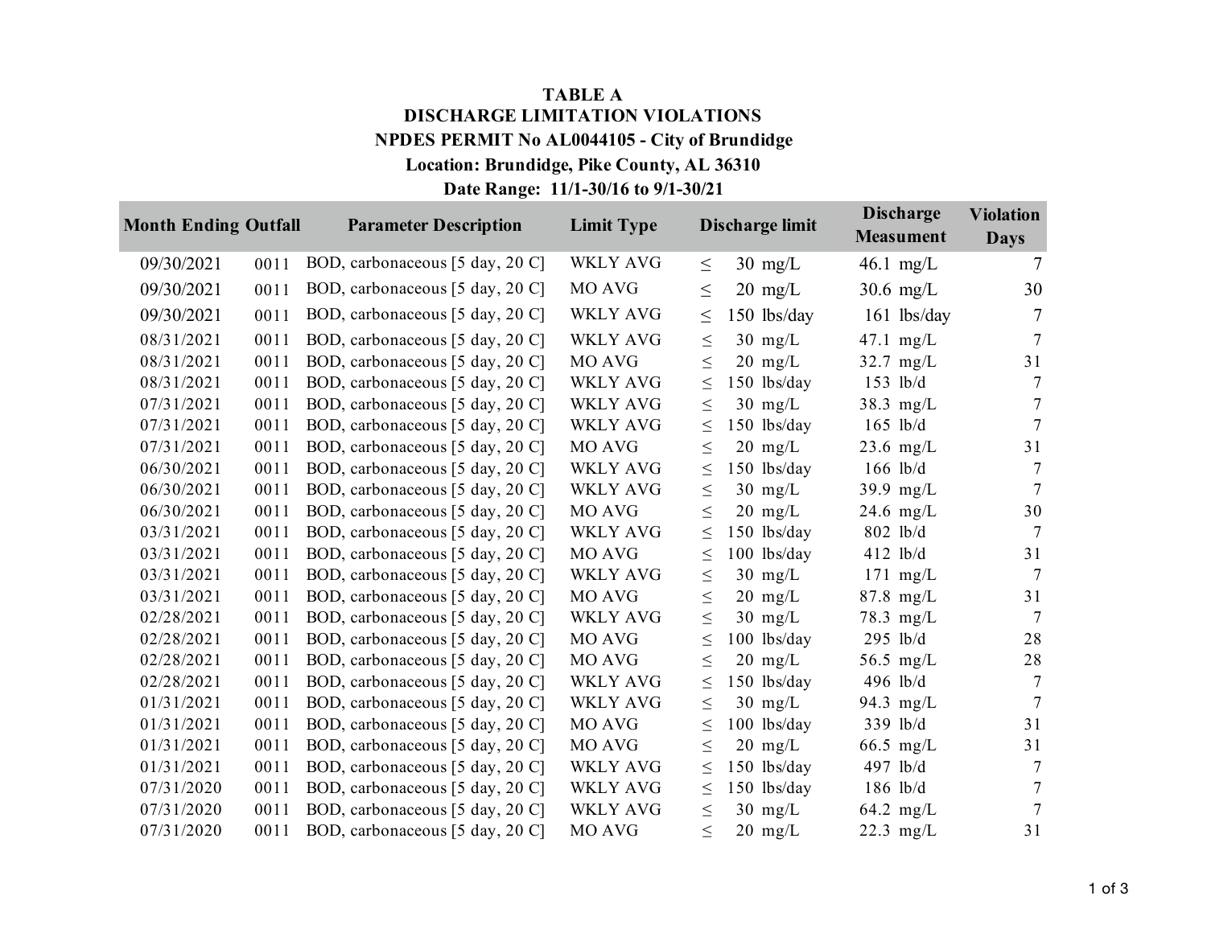**TABLE A**

**DISCHARGE LIMITATION VIOLATIONS**

**NPDES PERMIT No AL0044105 - City of Brundidge**

**Location: Brundidge, Pike County, AL 36310**

**Date Range: 11/1-30/16 to 9/1-30/21**

| Month Ending | Outfall | Parameter Description | Limit Type | Discharge limit | Discharge Measument | Violation Days |
|---|---|---|---|---|---|---|
| 09/30/2021 | 0011 | BOD, carbonaceous [5 day, 20 C] | WKLY AVG | ≤ 30 mg/L | 46.1 mg/L | 7 |
| 09/30/2021 | 0011 | BOD, carbonaceous [5 day, 20 C] | MO AVG | ≤ 20 mg/L | 30.6 mg/L | 30 |
| 09/30/2021 | 0011 | BOD, carbonaceous [5 day, 20 C] | WKLY AVG | ≤ 150 lbs/day | 161 lbs/day | 7 |
| 08/31/2021 | 0011 | BOD, carbonaceous [5 day, 20 C] | WKLY AVG | ≤ 30 mg/L | 47.1 mg/L | 7 |
| 08/31/2021 | 0011 | BOD, carbonaceous [5 day, 20 C] | MO AVG | ≤ 20 mg/L | 32.7 mg/L | 31 |
| 08/31/2021 | 0011 | BOD, carbonaceous [5 day, 20 C] | WKLY AVG | ≤ 150 lbs/day | 153 lb/d | 7 |
| 07/31/2021 | 0011 | BOD, carbonaceous [5 day, 20 C] | WKLY AVG | ≤ 30 mg/L | 38.3 mg/L | 7 |
| 07/31/2021 | 0011 | BOD, carbonaceous [5 day, 20 C] | WKLY AVG | ≤ 150 lbs/day | 165 lb/d | 7 |
| 07/31/2021 | 0011 | BOD, carbonaceous [5 day, 20 C] | MO AVG | ≤ 20 mg/L | 23.6 mg/L | 31 |
| 06/30/2021 | 0011 | BOD, carbonaceous [5 day, 20 C] | WKLY AVG | ≤ 150 lbs/day | 166 lb/d | 7 |
| 06/30/2021 | 0011 | BOD, carbonaceous [5 day, 20 C] | WKLY AVG | ≤ 30 mg/L | 39.9 mg/L | 7 |
| 06/30/2021 | 0011 | BOD, carbonaceous [5 day, 20 C] | MO AVG | ≤ 20 mg/L | 24.6 mg/L | 30 |
| 03/31/2021 | 0011 | BOD, carbonaceous [5 day, 20 C] | WKLY AVG | ≤ 150 lbs/day | 802 lb/d | 7 |
| 03/31/2021 | 0011 | BOD, carbonaceous [5 day, 20 C] | MO AVG | ≤ 100 lbs/day | 412 lb/d | 31 |
| 03/31/2021 | 0011 | BOD, carbonaceous [5 day, 20 C] | WKLY AVG | ≤ 30 mg/L | 171 mg/L | 7 |
| 03/31/2021 | 0011 | BOD, carbonaceous [5 day, 20 C] | MO AVG | ≤ 20 mg/L | 87.8 mg/L | 31 |
| 02/28/2021 | 0011 | BOD, carbonaceous [5 day, 20 C] | WKLY AVG | ≤ 30 mg/L | 78.3 mg/L | 7 |
| 02/28/2021 | 0011 | BOD, carbonaceous [5 day, 20 C] | MO AVG | ≤ 100 lbs/day | 295 lb/d | 28 |
| 02/28/2021 | 0011 | BOD, carbonaceous [5 day, 20 C] | MO AVG | ≤ 20 mg/L | 56.5 mg/L | 28 |
| 02/28/2021 | 0011 | BOD, carbonaceous [5 day, 20 C] | WKLY AVG | ≤ 150 lbs/day | 496 lb/d | 7 |
| 01/31/2021 | 0011 | BOD, carbonaceous [5 day, 20 C] | WKLY AVG | ≤ 30 mg/L | 94.3 mg/L | 7 |
| 01/31/2021 | 0011 | BOD, carbonaceous [5 day, 20 C] | MO AVG | ≤ 100 lbs/day | 339 lb/d | 31 |
| 01/31/2021 | 0011 | BOD, carbonaceous [5 day, 20 C] | MO AVG | ≤ 20 mg/L | 66.5 mg/L | 31 |
| 01/31/2021 | 0011 | BOD, carbonaceous [5 day, 20 C] | WKLY AVG | ≤ 150 lbs/day | 497 lb/d | 7 |
| 07/31/2020 | 0011 | BOD, carbonaceous [5 day, 20 C] | WKLY AVG | ≤ 150 lbs/day | 186 lb/d | 7 |
| 07/31/2020 | 0011 | BOD, carbonaceous [5 day, 20 C] | WKLY AVG | ≤ 30 mg/L | 64.2 mg/L | 7 |
| 07/31/2020 | 0011 | BOD, carbonaceous [5 day, 20 C] | MO AVG | ≤ 20 mg/L | 22.3 mg/L | 31 |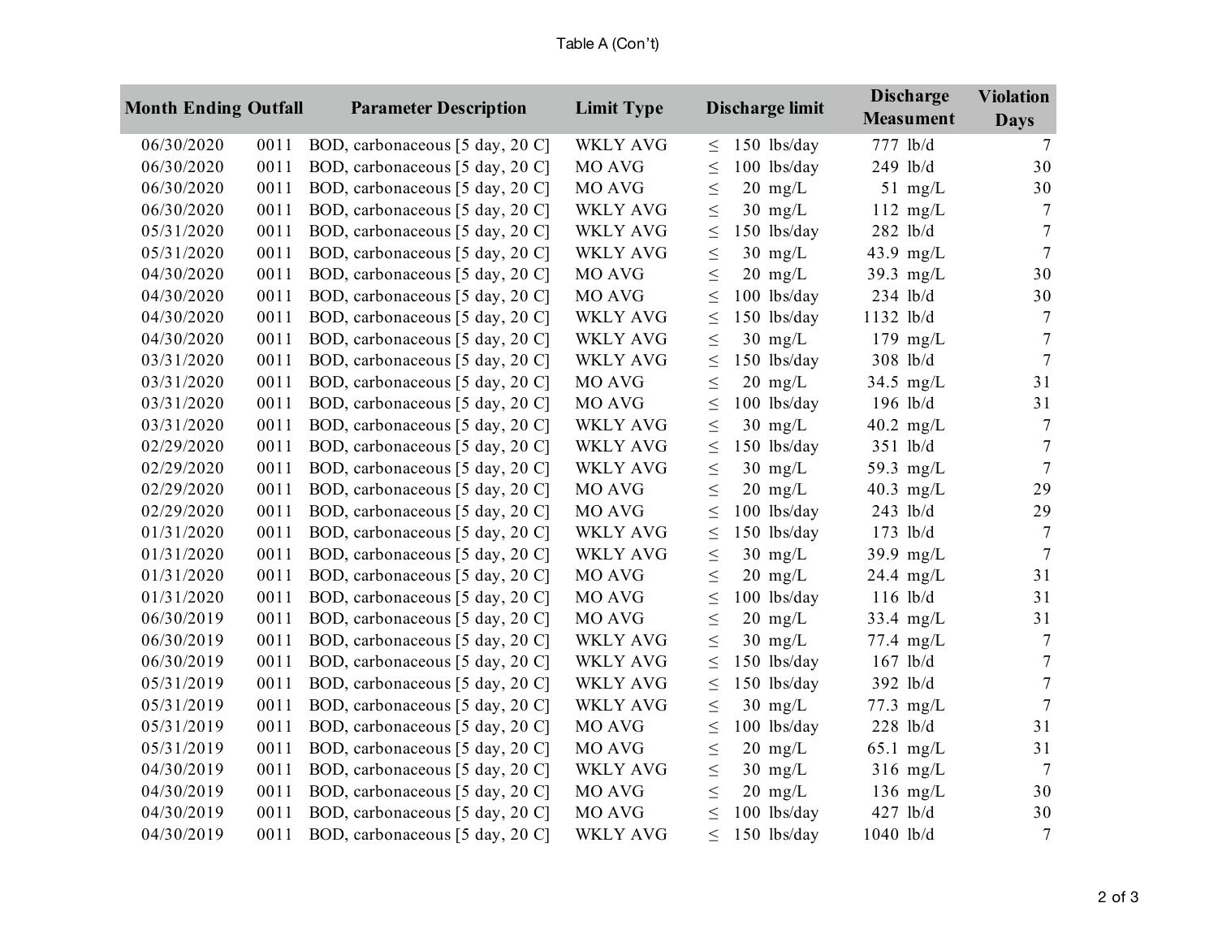Table A (Con't)

| Month Ending | Outfall | Parameter Description | Limit Type | Discharge limit | Discharge Measument | Violation Days |
|---|---|---|---|---|---|---|
| 06/30/2020 | 0011 | BOD, carbonaceous [5 day, 20 C] | WKLY AVG | ≤ 150 lbs/day | 777 lb/d | 7 |
| 06/30/2020 | 0011 | BOD, carbonaceous [5 day, 20 C] | MO AVG | ≤ 100 lbs/day | 249 lb/d | 30 |
| 06/30/2020 | 0011 | BOD, carbonaceous [5 day, 20 C] | MO AVG | ≤ 20 mg/L | 51 mg/L | 30 |
| 06/30/2020 | 0011 | BOD, carbonaceous [5 day, 20 C] | WKLY AVG | ≤ 30 mg/L | 112 mg/L | 7 |
| 05/31/2020 | 0011 | BOD, carbonaceous [5 day, 20 C] | WKLY AVG | ≤ 150 lbs/day | 282 lb/d | 7 |
| 05/31/2020 | 0011 | BOD, carbonaceous [5 day, 20 C] | WKLY AVG | ≤ 30 mg/L | 43.9 mg/L | 7 |
| 04/30/2020 | 0011 | BOD, carbonaceous [5 day, 20 C] | MO AVG | ≤ 20 mg/L | 39.3 mg/L | 30 |
| 04/30/2020 | 0011 | BOD, carbonaceous [5 day, 20 C] | MO AVG | ≤ 100 lbs/day | 234 lb/d | 30 |
| 04/30/2020 | 0011 | BOD, carbonaceous [5 day, 20 C] | WKLY AVG | ≤ 150 lbs/day | 1132 lb/d | 7 |
| 04/30/2020 | 0011 | BOD, carbonaceous [5 day, 20 C] | WKLY AVG | ≤ 30 mg/L | 179 mg/L | 7 |
| 03/31/2020 | 0011 | BOD, carbonaceous [5 day, 20 C] | WKLY AVG | ≤ 150 lbs/day | 308 lb/d | 7 |
| 03/31/2020 | 0011 | BOD, carbonaceous [5 day, 20 C] | MO AVG | ≤ 20 mg/L | 34.5 mg/L | 31 |
| 03/31/2020 | 0011 | BOD, carbonaceous [5 day, 20 C] | MO AVG | ≤ 100 lbs/day | 196 lb/d | 31 |
| 03/31/2020 | 0011 | BOD, carbonaceous [5 day, 20 C] | WKLY AVG | ≤ 30 mg/L | 40.2 mg/L | 7 |
| 02/29/2020 | 0011 | BOD, carbonaceous [5 day, 20 C] | WKLY AVG | ≤ 150 lbs/day | 351 lb/d | 7 |
| 02/29/2020 | 0011 | BOD, carbonaceous [5 day, 20 C] | WKLY AVG | ≤ 30 mg/L | 59.3 mg/L | 7 |
| 02/29/2020 | 0011 | BOD, carbonaceous [5 day, 20 C] | MO AVG | ≤ 20 mg/L | 40.3 mg/L | 29 |
| 02/29/2020 | 0011 | BOD, carbonaceous [5 day, 20 C] | MO AVG | ≤ 100 lbs/day | 243 lb/d | 29 |
| 01/31/2020 | 0011 | BOD, carbonaceous [5 day, 20 C] | WKLY AVG | ≤ 150 lbs/day | 173 lb/d | 7 |
| 01/31/2020 | 0011 | BOD, carbonaceous [5 day, 20 C] | WKLY AVG | ≤ 30 mg/L | 39.9 mg/L | 7 |
| 01/31/2020 | 0011 | BOD, carbonaceous [5 day, 20 C] | MO AVG | ≤ 20 mg/L | 24.4 mg/L | 31 |
| 01/31/2020 | 0011 | BOD, carbonaceous [5 day, 20 C] | MO AVG | ≤ 100 lbs/day | 116 lb/d | 31 |
| 06/30/2019 | 0011 | BOD, carbonaceous [5 day, 20 C] | MO AVG | ≤ 20 mg/L | 33.4 mg/L | 31 |
| 06/30/2019 | 0011 | BOD, carbonaceous [5 day, 20 C] | WKLY AVG | ≤ 30 mg/L | 77.4 mg/L | 7 |
| 06/30/2019 | 0011 | BOD, carbonaceous [5 day, 20 C] | WKLY AVG | ≤ 150 lbs/day | 167 lb/d | 7 |
| 05/31/2019 | 0011 | BOD, carbonaceous [5 day, 20 C] | WKLY AVG | ≤ 150 lbs/day | 392 lb/d | 7 |
| 05/31/2019 | 0011 | BOD, carbonaceous [5 day, 20 C] | WKLY AVG | ≤ 30 mg/L | 77.3 mg/L | 7 |
| 05/31/2019 | 0011 | BOD, carbonaceous [5 day, 20 C] | MO AVG | ≤ 100 lbs/day | 228 lb/d | 31 |
| 05/31/2019 | 0011 | BOD, carbonaceous [5 day, 20 C] | MO AVG | ≤ 20 mg/L | 65.1 mg/L | 31 |
| 04/30/2019 | 0011 | BOD, carbonaceous [5 day, 20 C] | WKLY AVG | ≤ 30 mg/L | 316 mg/L | 7 |
| 04/30/2019 | 0011 | BOD, carbonaceous [5 day, 20 C] | MO AVG | ≤ 20 mg/L | 136 mg/L | 30 |
| 04/30/2019 | 0011 | BOD, carbonaceous [5 day, 20 C] | MO AVG | ≤ 100 lbs/day | 427 lb/d | 30 |
| 04/30/2019 | 0011 | BOD, carbonaceous [5 day, 20 C] | WKLY AVG | ≤ 150 lbs/day | 1040 lb/d | 7 |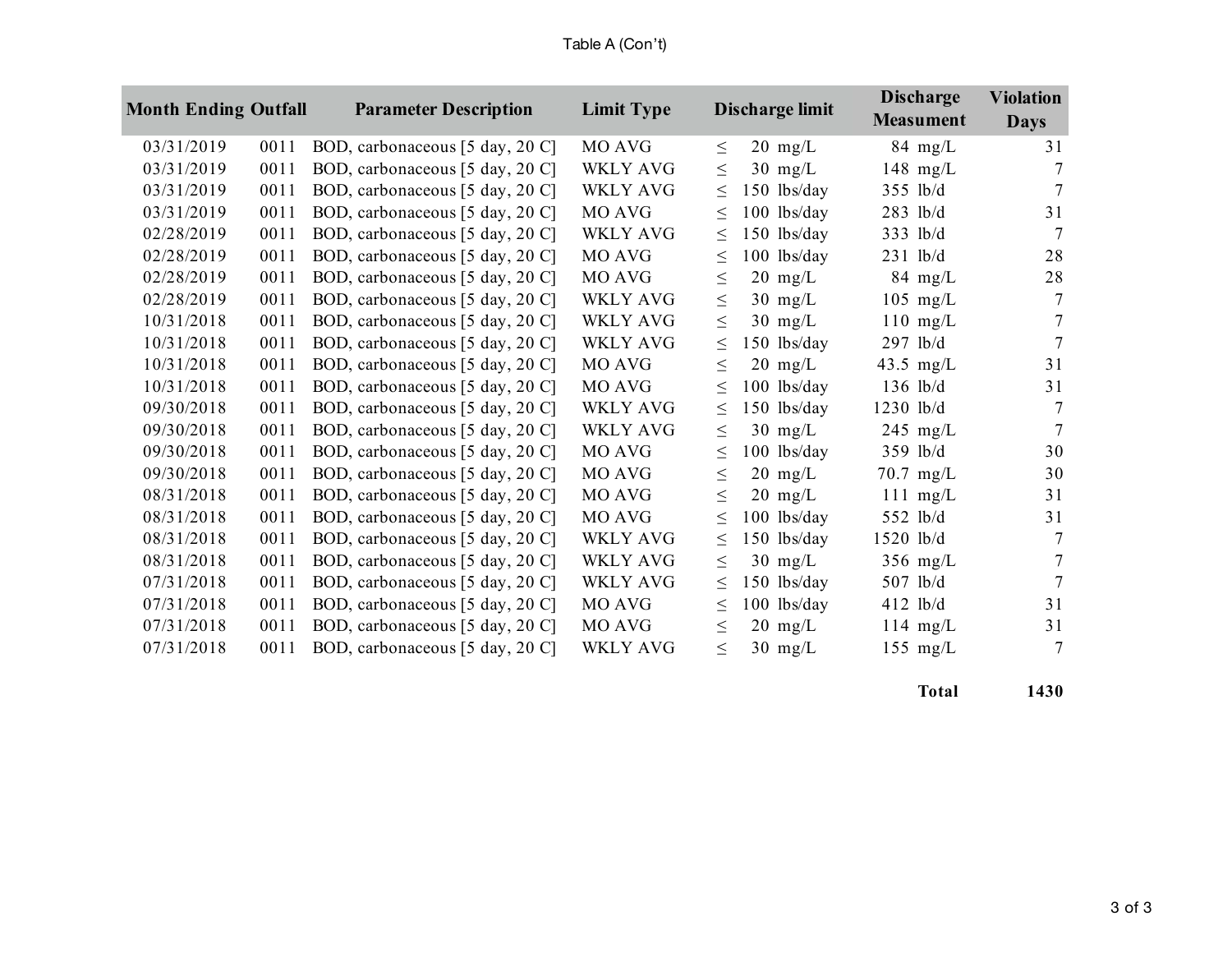Table A (Con't)

| Month Ending | Outfall | Parameter Description | Limit Type | Discharge limit | Discharge Measument | Violation Days |
|---|---|---|---|---|---|---|
| 03/31/2019 | 0011 | BOD, carbonaceous [5 day, 20 C] | MO AVG | ≤ 20 mg/L | 84 mg/L | 31 |
| 03/31/2019 | 0011 | BOD, carbonaceous [5 day, 20 C] | WKLY AVG | ≤ 30 mg/L | 148 mg/L | 7 |
| 03/31/2019 | 0011 | BOD, carbonaceous [5 day, 20 C] | WKLY AVG | ≤ 150 lbs/day | 355 lb/d | 7 |
| 03/31/2019 | 0011 | BOD, carbonaceous [5 day, 20 C] | MO AVG | ≤ 100 lbs/day | 283 lb/d | 31 |
| 02/28/2019 | 0011 | BOD, carbonaceous [5 day, 20 C] | WKLY AVG | ≤ 150 lbs/day | 333 lb/d | 7 |
| 02/28/2019 | 0011 | BOD, carbonaceous [5 day, 20 C] | MO AVG | ≤ 100 lbs/day | 231 lb/d | 28 |
| 02/28/2019 | 0011 | BOD, carbonaceous [5 day, 20 C] | MO AVG | ≤ 20 mg/L | 84 mg/L | 28 |
| 02/28/2019 | 0011 | BOD, carbonaceous [5 day, 20 C] | WKLY AVG | ≤ 30 mg/L | 105 mg/L | 7 |
| 10/31/2018 | 0011 | BOD, carbonaceous [5 day, 20 C] | WKLY AVG | ≤ 30 mg/L | 110 mg/L | 7 |
| 10/31/2018 | 0011 | BOD, carbonaceous [5 day, 20 C] | WKLY AVG | ≤ 150 lbs/day | 297 lb/d | 7 |
| 10/31/2018 | 0011 | BOD, carbonaceous [5 day, 20 C] | MO AVG | ≤ 20 mg/L | 43.5 mg/L | 31 |
| 10/31/2018 | 0011 | BOD, carbonaceous [5 day, 20 C] | MO AVG | ≤ 100 lbs/day | 136 lb/d | 31 |
| 09/30/2018 | 0011 | BOD, carbonaceous [5 day, 20 C] | WKLY AVG | ≤ 150 lbs/day | 1230 lb/d | 7 |
| 09/30/2018 | 0011 | BOD, carbonaceous [5 day, 20 C] | WKLY AVG | ≤ 30 mg/L | 245 mg/L | 7 |
| 09/30/2018 | 0011 | BOD, carbonaceous [5 day, 20 C] | MO AVG | ≤ 100 lbs/day | 359 lb/d | 30 |
| 09/30/2018 | 0011 | BOD, carbonaceous [5 day, 20 C] | MO AVG | ≤ 20 mg/L | 70.7 mg/L | 30 |
| 08/31/2018 | 0011 | BOD, carbonaceous [5 day, 20 C] | MO AVG | ≤ 20 mg/L | 111 mg/L | 31 |
| 08/31/2018 | 0011 | BOD, carbonaceous [5 day, 20 C] | MO AVG | ≤ 100 lbs/day | 552 lb/d | 31 |
| 08/31/2018 | 0011 | BOD, carbonaceous [5 day, 20 C] | WKLY AVG | ≤ 150 lbs/day | 1520 lb/d | 7 |
| 08/31/2018 | 0011 | BOD, carbonaceous [5 day, 20 C] | WKLY AVG | ≤ 30 mg/L | 356 mg/L | 7 |
| 07/31/2018 | 0011 | BOD, carbonaceous [5 day, 20 C] | WKLY AVG | ≤ 150 lbs/day | 507 lb/d | 7 |
| 07/31/2018 | 0011 | BOD, carbonaceous [5 day, 20 C] | MO AVG | ≤ 100 lbs/day | 412 lb/d | 31 |
| 07/31/2018 | 0011 | BOD, carbonaceous [5 day, 20 C] | MO AVG | ≤ 20 mg/L | 114 mg/L | 31 |
| 07/31/2018 | 0011 | BOD, carbonaceous [5 day, 20 C] | WKLY AVG | ≤ 30 mg/L | 155 mg/L | 7 |
| | | | | | **Total** | **1430** |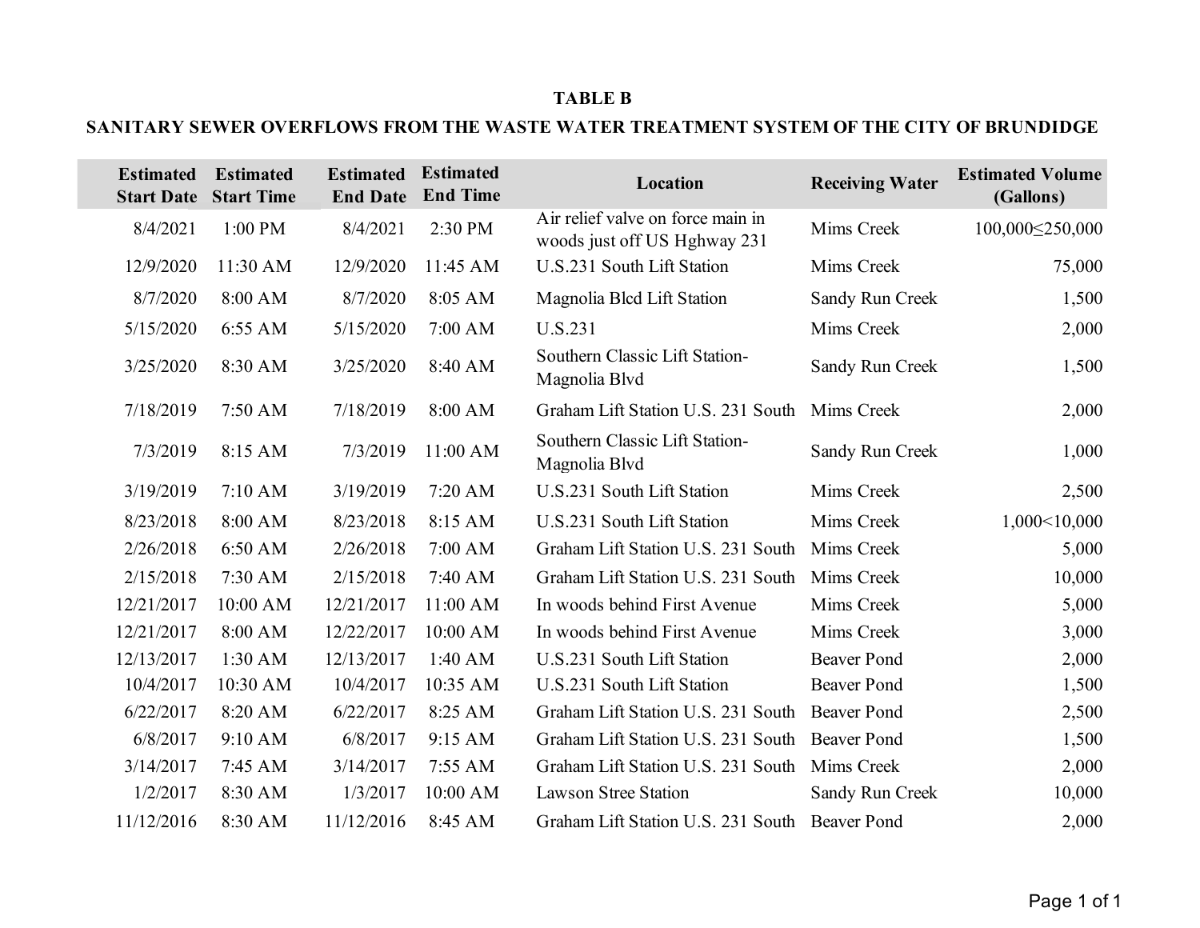**TABLE B**

**SANITARY SEWER OVERFLOWS FROM THE WASTE WATER TREATMENT SYSTEM OF THE CITY OF BRUNDIDGE**

| Estimated Start Date | Estimated Start Time | Estimated End Date | Estimated End Time | Location | Receiving Water | Estimated Volume (Gallons) |
|---|---|---|---|---|---|---|
| 8/4/2021 | 1:00 PM | 8/4/2021 | 2:30 PM | Air relief valve on force main in woods just off US Hghway 231 | Mims Creek | 100,000≤250,000 |
| 12/9/2020 | 11:30 AM | 12/9/2020 | 11:45 AM | U.S.231 South Lift Station | Mims Creek | 75,000 |
| 8/7/2020 | 8:00 AM | 8/7/2020 | 8:05 AM | Magnolia Blcd Lift Station | Sandy Run Creek | 1,500 |
| 5/15/2020 | 6:55 AM | 5/15/2020 | 7:00 AM | U.S.231 | Mims Creek | 2,000 |
| 3/25/2020 | 8:30 AM | 3/25/2020 | 8:40 AM | Southern Classic Lift Station-Magnolia Blvd | Sandy Run Creek | 1,500 |
| 7/18/2019 | 7:50 AM | 7/18/2019 | 8:00 AM | Graham Lift Station U.S. 231 South | Mims Creek | 2,000 |
| 7/3/2019 | 8:15 AM | 7/3/2019 | 11:00 AM | Southern Classic Lift Station-Magnolia Blvd | Sandy Run Creek | 1,000 |
| 3/19/2019 | 7:10 AM | 3/19/2019 | 7:20 AM | U.S.231 South Lift Station | Mims Creek | 2,500 |
| 8/23/2018 | 8:00 AM | 8/23/2018 | 8:15 AM | U.S.231 South Lift Station | Mims Creek | 1,000<10,000 |
| 2/26/2018 | 6:50 AM | 2/26/2018 | 7:00 AM | Graham Lift Station U.S. 231 South | Mims Creek | 5,000 |
| 2/15/2018 | 7:30 AM | 2/15/2018 | 7:40 AM | Graham Lift Station U.S. 231 South | Mims Creek | 10,000 |
| 12/21/2017 | 10:00 AM | 12/21/2017 | 11:00 AM | In woods behind First Avenue | Mims Creek | 5,000 |
| 12/21/2017 | 8:00 AM | 12/22/2017 | 10:00 AM | In woods behind First Avenue | Mims Creek | 3,000 |
| 12/13/2017 | 1:30 AM | 12/13/2017 | 1:40 AM | U.S.231 South Lift Station | Beaver Pond | 2,000 |
| 10/4/2017 | 10:30 AM | 10/4/2017 | 10:35 AM | U.S.231 South Lift Station | Beaver Pond | 1,500 |
| 6/22/2017 | 8:20 AM | 6/22/2017 | 8:25 AM | Graham Lift Station U.S. 231 South | Beaver Pond | 2,500 |
| 6/8/2017 | 9:10 AM | 6/8/2017 | 9:15 AM | Graham Lift Station U.S. 231 South | Beaver Pond | 1,500 |
| 3/14/2017 | 7:45 AM | 3/14/2017 | 7:55 AM | Graham Lift Station U.S. 231 South | Mims Creek | 2,000 |
| 1/2/2017 | 8:30 AM | 1/3/2017 | 10:00 AM | Lawson Stree Station | Sandy Run Creek | 10,000 |
| 11/12/2016 | 8:30 AM | 11/12/2016 | 8:45 AM | Graham Lift Station U.S. 231 South | Beaver Pond | 2,000 |